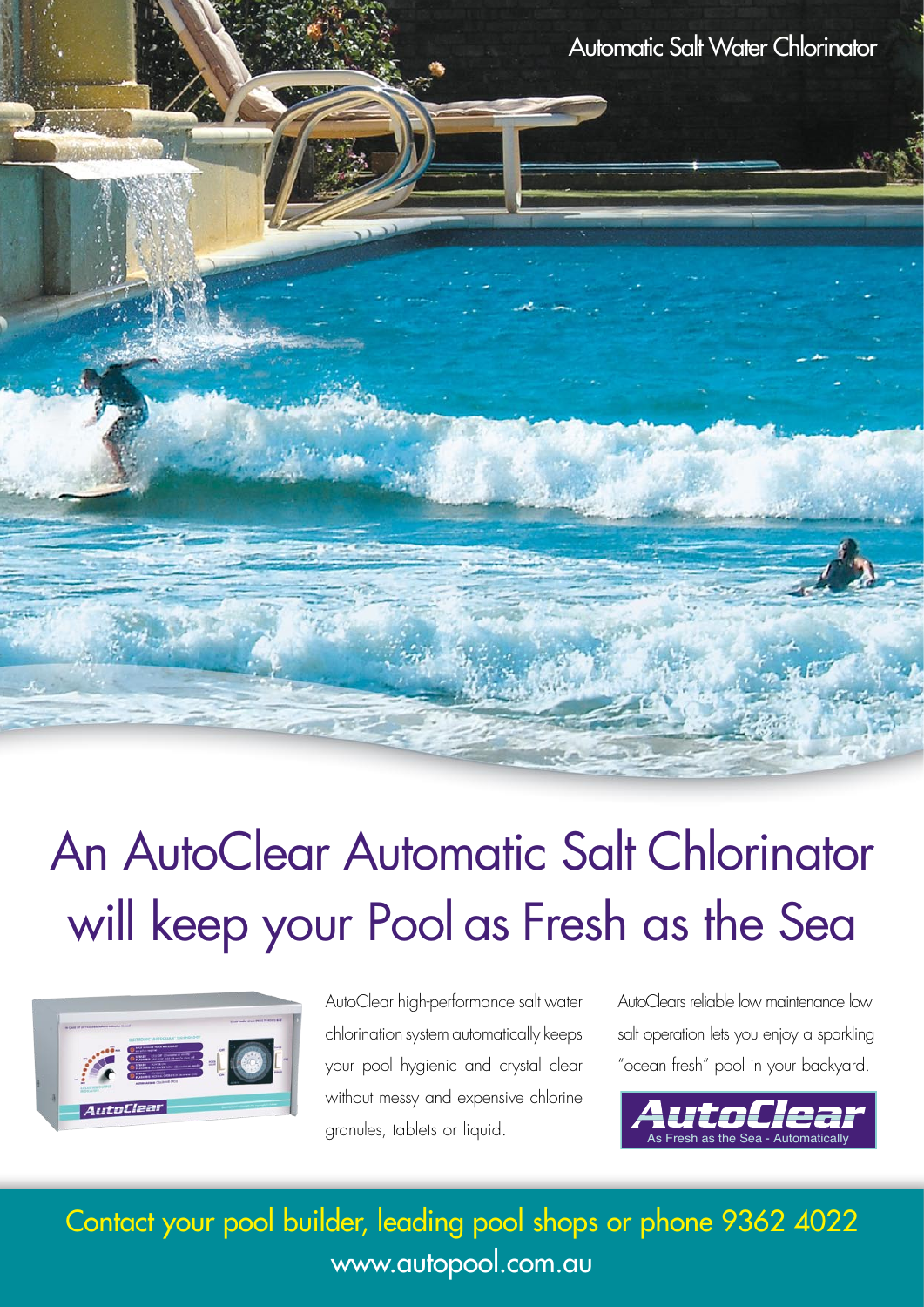Automatic Salt Water Chlorinator

# An AutoClear Automatic Salt Chlorinator will keep your Pool as Fresh as the Sea

AutoClear high-performance salt water chlorination system automatically keeps your pool hygienic and crystal clear without messy and expensive chlorine granules, tablets or liquid.

AutoClears reliable low maintenance low salt operation lets you enjoy a sparkling "ocean fresh" pool in your backyard.

AutoClear
As Fresh as the Sea - Automatically

Contact your pool builder, leading pool shops or phone 9362 4022
www.autopool.com.au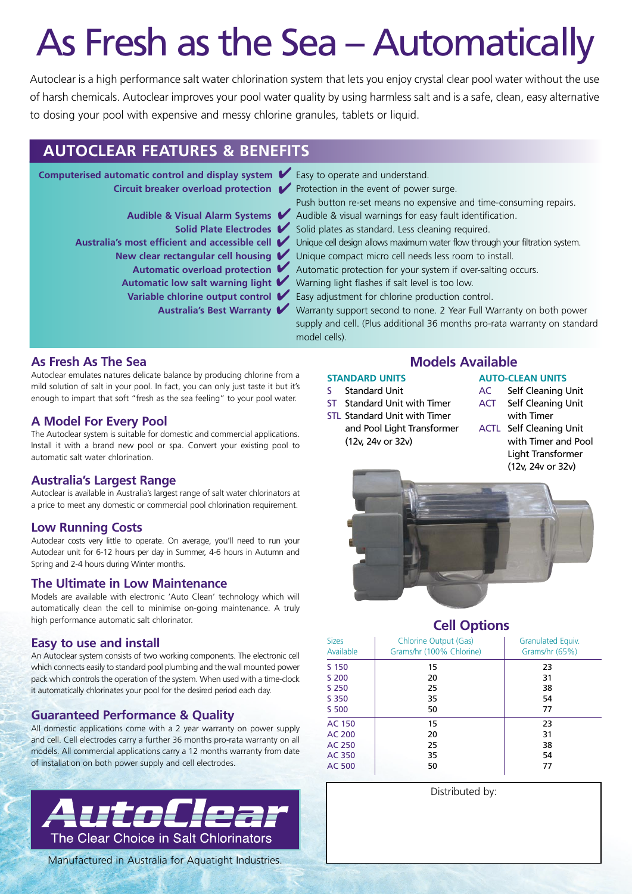# As Fresh as the Sea – Automatically

Autoclear is a high performance salt water chlorination system that lets you enjoy crystal clear pool water without the use of harsh chemicals. Autoclear improves your pool water quality by using harmless salt and is a safe, clean, easy alternative to dosing your pool with expensive and messy chlorine granules, tablets or liquid.

## AUTOCLEAR FEATURES & BENEFITS

| | |
|---|---|
| **Computerised automatic control and display system** ✔ | Easy to operate and understand. |
| **Circuit breaker overload protection** ✔ | Protection in the event of power surge. Push button re-set means no expensive and time-consuming repairs. |
| **Audible & Visual Alarm Systems** ✔ | Audible & visual warnings for easy fault identification. |
| **Solid Plate Electrodes** ✔ | Solid plates as standard. Less cleaning required. |
| **Australia's most efficient and accessible cell** ✔ | Unique cell design allows maximum water flow through your filtration system. |
| **New clear rectangular cell housing** ✔ | Unique compact micro cell needs less room to install. |
| **Automatic overload protection** ✔ | Automatic protection for your system if over-salting occurs. |
| **Automatic low salt warning light** ✔ | Warning light flashes if salt level is too low. |
| **Variable chlorine output control** ✔ | Easy adjustment for chlorine production control. |
| **Australia's Best Warranty** ✔ | Warranty support second to none. 2 Year Full Warranty on both power supply and cell. (Plus additional 36 months pro-rata warranty on standard model cells). |

### As Fresh As The Sea

Autoclear emulates natures delicate balance by producing chlorine from a mild solution of salt in your pool. In fact, you can only just taste it but it's enough to impart that soft "fresh as the sea feeling" to your pool water.

### A Model For Every Pool

The Autoclear system is suitable for domestic and commercial applications. Install it with a brand new pool or spa. Convert your existing pool to automatic salt water chlorination.

### Australia's Largest Range

Autoclear is available in Australia's largest range of salt water chlorinators at a price to meet any domestic or commercial pool chlorination requirement.

### Low Running Costs

Autoclear costs very little to operate. On average, you'll need to run your Autoclear unit for 6-12 hours per day in Summer, 4-6 hours in Autumn and Spring and 2-4 hours during Winter months.

### The Ultimate in Low Maintenance

Models are available with electronic 'Auto Clean' technology which will automatically clean the cell to minimise on-going maintenance. A truly high performance automatic salt chlorinator.

### Easy to use and install

An Autoclear system consists of two working components. The electronic cell which connects easily to standard pool plumbing and the wall mounted power pack which controls the operation of the system. When used with a time-clock it automatically chlorinates your pool for the desired period each day.

### Guaranteed Performance & Quality

All domestic applications come with a 2 year warranty on power supply and cell. Cell electrodes carry a further 36 months pro-rata warranty on all models. All commercial applications carry a 12 months warranty from date of installation on both power supply and cell electrodes.

**AutoClear**
The Clear Choice in Salt Chlorinators

Manufactured in Australia for Aquatight Industries.

## Models Available

**STANDARD UNITS**

- S Standard Unit
- ST Standard Unit with Timer
- STL Standard Unit with Timer and Pool Light Transformer (12v, 24v or 32v)

**AUTO-CLEAN UNITS**

- AC Self Cleaning Unit
- ACT Self Cleaning Unit with Timer
- ACTL Self Cleaning Unit with Timer and Pool Light Transformer (12v, 24v or 32v)

## Cell Options

| Sizes Available | Chlorine Output (Gas) Grams/hr (100% Chlorine) | Granulated Equiv. Grams/hr (65%) |
|---|---|---|
| S 150 | 15 | 23 |
| S 200 | 20 | 31 |
| S 250 | 25 | 38 |
| S 350 | 35 | 54 |
| S 500 | 50 | 77 |
| AC 150 | 15 | 23 |
| AC 200 | 20 | 31 |
| AC 250 | 25 | 38 |
| AC 350 | 35 | 54 |
| AC 500 | 50 | 77 |

Distributed by: